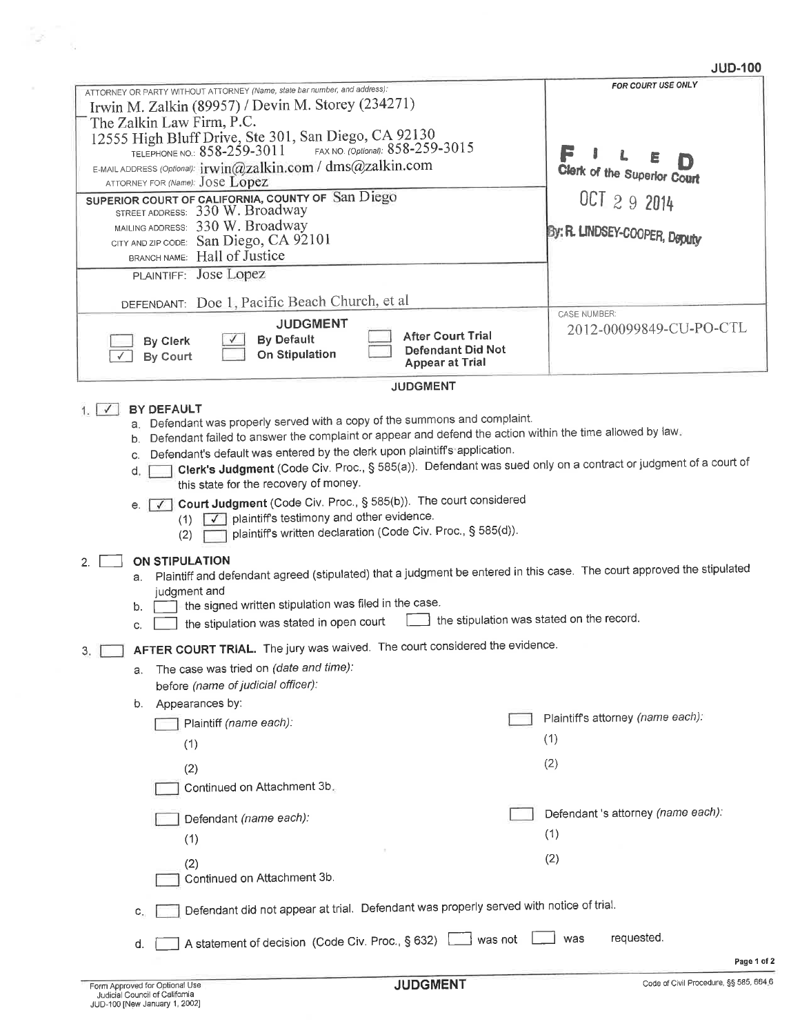JUD-100

ATTORNEY OR PARTY WITHOUT ATTORNEY (Name, state bar number, and address):
Irwin M. Zalkin (89957) / Devin M. Storey (234271)
The Zalkin Law Firm, P.C.
12555 High Bluff Drive, Ste 301, San Diego, CA 92130
TELEPHONE NO.: 858-259-3011 FAX NO. (Optional): 858-259-3015
E-MAIL ADDRESS (Optional): irwin@zalkin.com / dms@zalkin.com
ATTORNEY FOR (Name): Jose Lopez

FOR COURT USE ONLY

FILED
Clerk of the Superior Court
OCT 29 2014
By: R. LINDSEY-COOPER, Deputy

SUPERIOR COURT OF CALIFORNIA, COUNTY OF San Diego
STREET ADDRESS: 330 W. Broadway
MAILING ADDRESS: 330 W. Broadway
CITY AND ZIP CODE: San Diego, CA 92101
BRANCH NAME: Hall of Justice

PLAINTIFF: Jose Lopez

DEFENDANT: Doe 1, Pacific Beach Church, et al

## JUDGMENT

- [ ] By Clerk
- [x] By Court
- [x] By Default
- [ ] On Stipulation
- [ ] After Court Trial
- [ ] Defendant Did Not Appear at Trial

CASE NUMBER: 2012-00099849-CU-PO-CTL

## JUDGMENT

1. [x] **BY DEFAULT**
   a. Defendant was properly served with a copy of the summons and complaint.
   b. Defendant failed to answer the complaint or appear and defend the action within the time allowed by law.
   c. Defendant's default was entered by the clerk upon plaintiff's application.
   d. [ ] **Clerk's Judgment** (Code Civ. Proc., § 585(a)). Defendant was sued only on a contract or judgment of a court of this state for the recovery of money.
   e. [x] **Court Judgment** (Code Civ. Proc., § 585(b)). The court considered
      (1) [x] plaintiff's testimony and other evidence.
      (2) [ ] plaintiff's written declaration (Code Civ. Proc., § 585(d)).

2. [ ] **ON STIPULATION**
   a. Plaintiff and defendant agreed (stipulated) that a judgment be entered in this case. The court approved the stipulated judgment and
   b. [ ] the signed written stipulation was filed in the case.
   c. [ ] the stipulation was stated in open court [ ] the stipulation was stated on the record.

3. [ ] **AFTER COURT TRIAL.** The jury was waived. The court considered the evidence.
   a. The case was tried on (date and time):
      before (name of judicial officer):
   b. Appearances by:
      [ ] Plaintiff (name each):
      (1)
      (2)
      [ ] Continued on Attachment 3b.
      [ ] Plaintiff's attorney (name each):
      (1)
      (2)
      [ ] Defendant (name each):
      (1)
      (2)
      [ ] Continued on Attachment 3b.
      [ ] Defendant 's attorney (name each):
      (1)
      (2)
   c. [ ] Defendant did not appear at trial. Defendant was properly served with notice of trial.
   d. [ ] A statement of decision (Code Civ. Proc., § 632) [ ] was not [ ] was requested.

Form Approved for Optional Use
Judicial Council of California
JUD-100 [New January 1, 2002]

JUDGMENT

Code of Civil Procedure, §§ 585, 664.6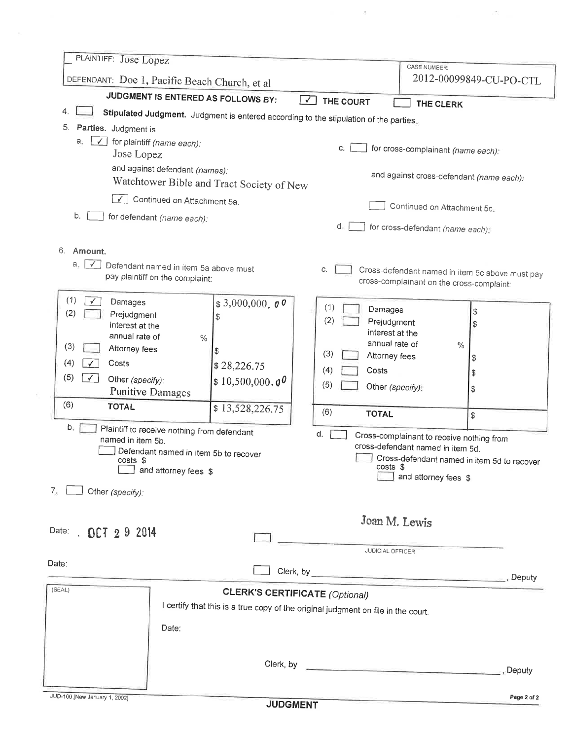| PLAINTIFF: Jose Lopez | CASE NUMBER: |
|---|---|
| DEFENDANT: Doe 1, Pacific Beach Church, et al | 2012-00099849-CU-PO-CTL |

**JUDGMENT IS ENTERED AS FOLLOWS BY:** [✓] **THE COURT** [ ] **THE CLERK**

4. [ ] **Stipulated Judgment.** Judgment is entered according to the stipulation of the parties.

5. **Parties.** Judgment is
   - a. [✓] for plaintiff *(name each):* Jose Lopez
     and against defendant *(names):* Watchtower Bible and Tract Society of New
     [✓] Continued on Attachment 5a.
   - b. [ ] for defendant *(name each):*
   - c. [ ] for cross-complainant *(name each):*
     and against cross-defendant *(name each):*
     [ ] Continued on Attachment 5c.
   - d. [ ] for cross-defendant *(name each):*

6. **Amount.**
   - a. [✓] Defendant named in item 5a above must pay plaintiff on the complaint:

| | | |
|---|---|---|
| (1) [✓] | Damages | $ 3,000,000.00 |
| (2) [ ] | Prejudgment interest at the annual rate of % | $ |
| (3) [ ] | Attorney fees | $ |
| (4) [✓] | Costs | $ 28,226.75 |
| (5) [✓] | Other *(specify)*: Punitive Damages | $ 10,500,000.00 |
| (6) | **TOTAL** | $ 13,528,226.75 |

   - c. [ ] Cross-defendant named in item 5c above must pay cross-complainant on the cross-complaint:

| | | |
|---|---|---|
| (1) [ ] | Damages | $ |
| (2) [ ] | Prejudgment interest at the annual rate of % | $ |
| (3) [ ] | Attorney fees | $ |
| (4) [ ] | Costs | $ |
| (5) [ ] | Other *(specify)*: | $ |
| (6) | **TOTAL** | $ |

   - b. [ ] Plaintiff to receive nothing from defendant named in item 5b.
     [ ] Defendant named in item 5b to recover costs $
     [ ] and attorney fees $
   - d. [ ] Cross-complainant to receive nothing from cross-defendant named in item 5d.
     [ ] Cross-defendant named in item 5d to recover costs $
     [ ] and attorney fees $

7. [ ] Other *(specify):*

Date: OCT 29 2014 [ ] Joan M. Lewis
JUDICIAL OFFICER

Date: [ ] Clerk, by ________________________, Deputy

(SEAL)

**CLERK'S CERTIFICATE** *(Optional)*

I certify that this is a true copy of the original judgment on file in the court.

Date:

Clerk, by ________________________, Deputy

JUD-100 [New January 1, 2002] **JUDGMENT**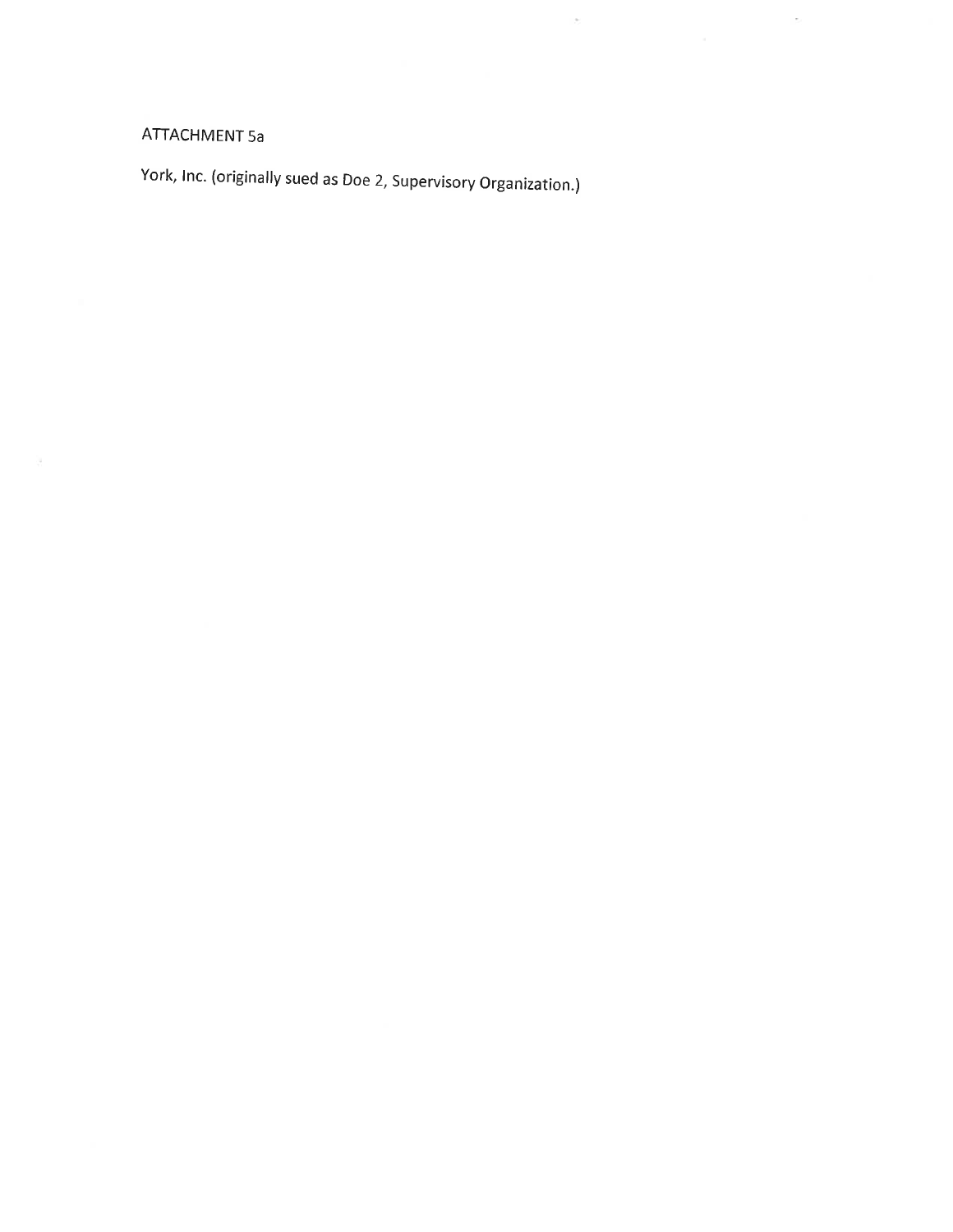ATTACHMENT 5a

York, Inc. (originally sued as Doe 2, Supervisory Organization.)